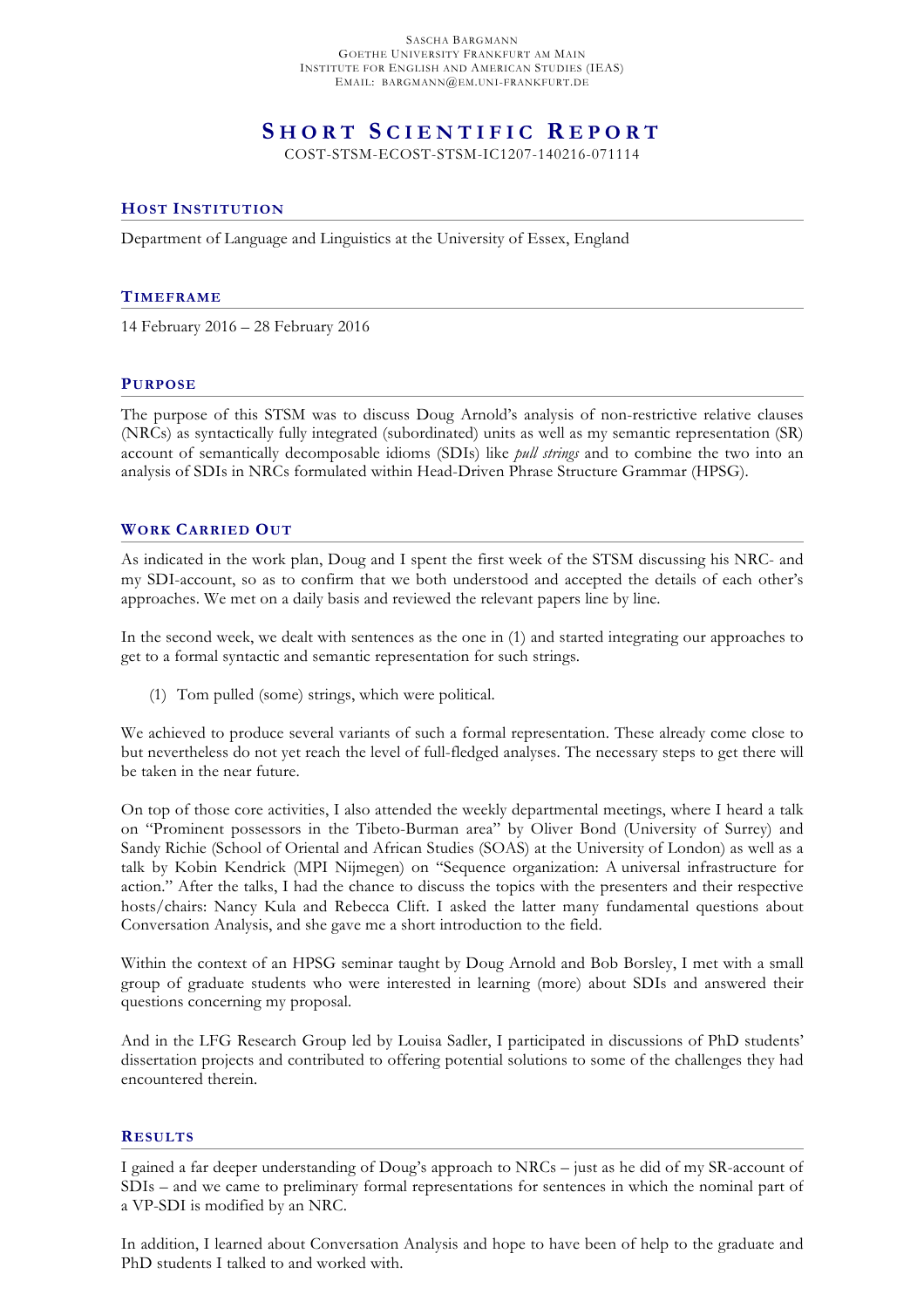SASCHA BARGMANN
GOETHE UNIVERSITY FRANKFURT AM MAIN
INSTITUTE FOR ENGLISH AND AMERICAN STUDIES (IEAS)
EMAIL: BARGMANN@EM.UNI-FRANKFURT.DE

# SHORT SCIENTIFIC REPORT

COST-STSM-ECOST-STSM-IC1207-140216-071114

## HOST INSTITUTION

Department of Language and Linguistics at the University of Essex, England

## TIMEFRAME

14 February 2016 – 28 February 2016

## PURPOSE

The purpose of this STSM was to discuss Doug Arnold's analysis of non-restrictive relative clauses (NRCs) as syntactically fully integrated (subordinated) units as well as my semantic representation (SR) account of semantically decomposable idioms (SDIs) like *pull strings* and to combine the two into an analysis of SDIs in NRCs formulated within Head-Driven Phrase Structure Grammar (HPSG).

## WORK CARRIED OUT

As indicated in the work plan, Doug and I spent the first week of the STSM discussing his NRC- and my SDI-account, so as to confirm that we both understood and accepted the details of each other's approaches. We met on a daily basis and reviewed the relevant papers line by line.

In the second week, we dealt with sentences as the one in (1) and started integrating our approaches to get to a formal syntactic and semantic representation for such strings.

(1) Tom pulled (some) strings, which were political.

We achieved to produce several variants of such a formal representation. These already come close to but nevertheless do not yet reach the level of full-fledged analyses. The necessary steps to get there will be taken in the near future.

On top of those core activities, I also attended the weekly departmental meetings, where I heard a talk on "Prominent possessors in the Tibeto-Burman area" by Oliver Bond (University of Surrey) and Sandy Richie (School of Oriental and African Studies (SOAS) at the University of London) as well as a talk by Kobin Kendrick (MPI Nijmegen) on "Sequence organization: A universal infrastructure for action." After the talks, I had the chance to discuss the topics with the presenters and their respective hosts/chairs: Nancy Kula and Rebecca Clift. I asked the latter many fundamental questions about Conversation Analysis, and she gave me a short introduction to the field.

Within the context of an HPSG seminar taught by Doug Arnold and Bob Borsley, I met with a small group of graduate students who were interested in learning (more) about SDIs and answered their questions concerning my proposal.

And in the LFG Research Group led by Louisa Sadler, I participated in discussions of PhD students' dissertation projects and contributed to offering potential solutions to some of the challenges they had encountered therein.

## RESULTS

I gained a far deeper understanding of Doug's approach to NRCs – just as he did of my SR-account of SDIs – and we came to preliminary formal representations for sentences in which the nominal part of a VP-SDI is modified by an NRC.

In addition, I learned about Conversation Analysis and hope to have been of help to the graduate and PhD students I talked to and worked with.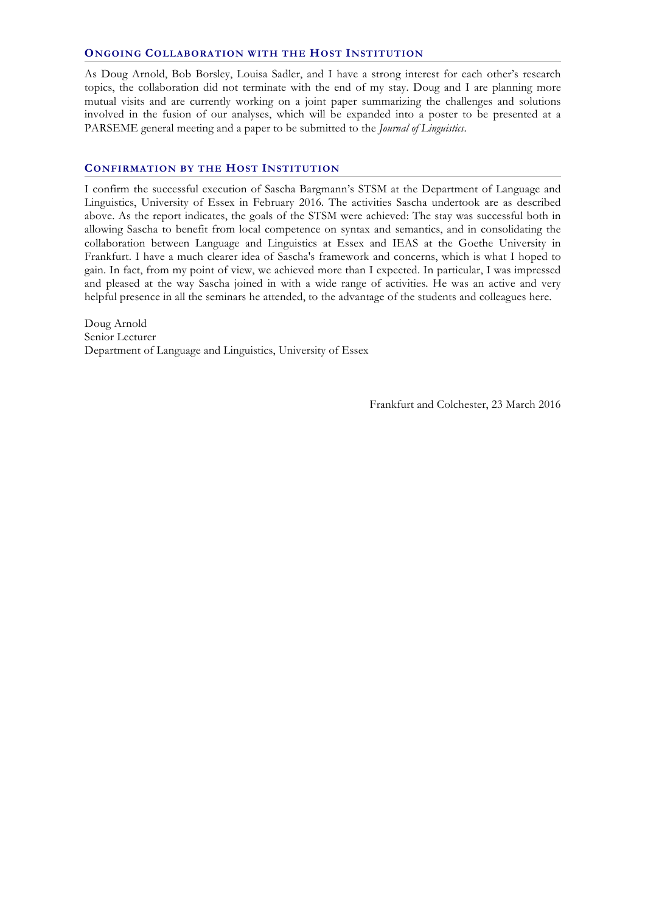## Ongoing Collaboration with the Host Institution

As Doug Arnold, Bob Borsley, Louisa Sadler, and I have a strong interest for each other's research topics, the collaboration did not terminate with the end of my stay. Doug and I are planning more mutual visits and are currently working on a joint paper summarizing the challenges and solutions involved in the fusion of our analyses, which will be expanded into a poster to be presented at a PARSEME general meeting and a paper to be submitted to the *Journal of Linguistics*.

## Confirmation by the Host Institution

I confirm the successful execution of Sascha Bargmann's STSM at the Department of Language and Linguistics, University of Essex in February 2016. The activities Sascha undertook are as described above. As the report indicates, the goals of the STSM were achieved: The stay was successful both in allowing Sascha to benefit from local competence on syntax and semantics, and in consolidating the collaboration between Language and Linguistics at Essex and IEAS at the Goethe University in Frankfurt. I have a much clearer idea of Sascha's framework and concerns, which is what I hoped to gain. In fact, from my point of view, we achieved more than I expected. In particular, I was impressed and pleased at the way Sascha joined in with a wide range of activities. He was an active and very helpful presence in all the seminars he attended, to the advantage of the students and colleagues here.

Doug Arnold
Senior Lecturer
Department of Language and Linguistics, University of Essex

Frankfurt and Colchester, 23 March 2016